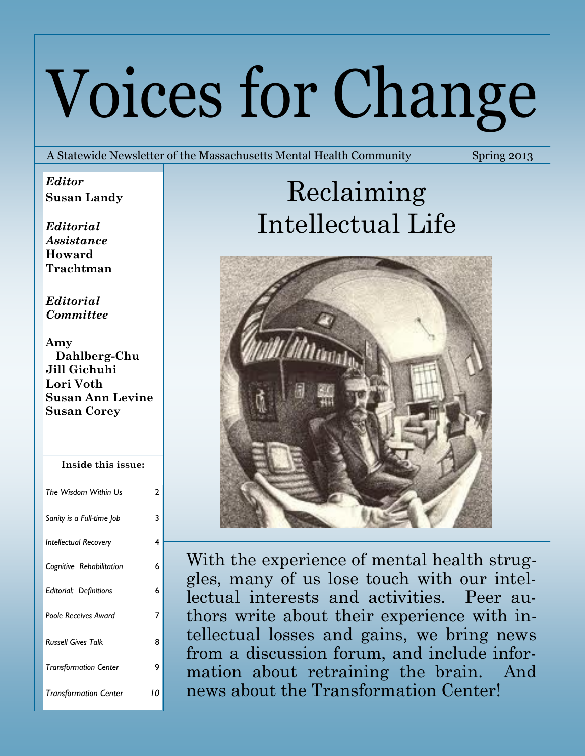# Voices for Change

A Statewide Newsletter of the Massachusetts Mental Health Community — Spring 2013

*Editor*
**Susan Landy**

*Editorial Assistance*
**Howard Trachtman**

*Editorial Committee*

**Amy Dahlberg-Chu**
**Jill Gichuhi**
**Lori Voth**
**Susan Ann Levine**
**Susan Corey**

**Inside this issue:**

| | |
|---|---|
| *The Wisdom Within Us* | 2 |
| *Sanity is a Full-time Job* | 3 |
| *Intellectual Recovery* | 4 |
| *Cognitive Rehabilitation* | 6 |
| *Editorial: Definitions* | 6 |
| *Poole Receives Award* | 7 |
| *Russell Gives Talk* | 8 |
| *Transformation Center* | 9 |
| *Transformation Center* | 10 |

## Reclaiming Intellectual Life

With the experience of mental health struggles, many of us lose touch with our intellectual interests and activities. Peer authors write about their experience with intellectual losses and gains, we bring news from a discussion forum, and include information about retraining the brain. And news about the Transformation Center!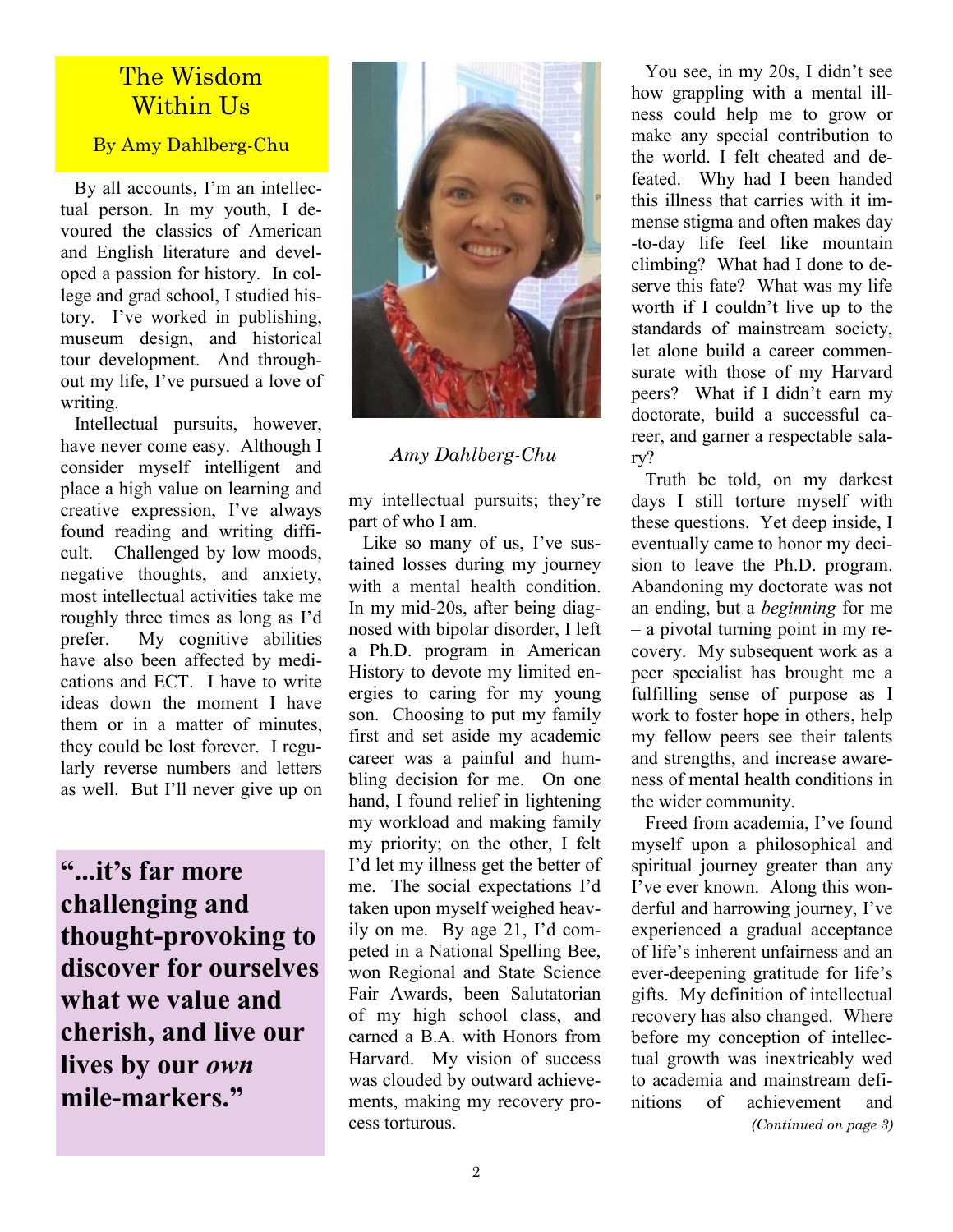# The Wisdom Within Us

### By Amy Dahlberg-Chu

By all accounts, I'm an intellectual person. In my youth, I devoured the classics of American and English literature and developed a passion for history. In college and grad school, I studied history. I've worked in publishing, museum design, and historical tour development. And throughout my life, I've pursued a love of writing.

Intellectual pursuits, however, have never come easy. Although I consider myself intelligent and place a high value on learning and creative expression, I've always found reading and writing difficult. Challenged by low moods, negative thoughts, and anxiety, most intellectual activities take me roughly three times as long as I'd prefer. My cognitive abilities have also been affected by medications and ECT. I have to write ideas down the moment I have them or in a matter of minutes, they could be lost forever. I regularly reverse numbers and letters as well. But I'll never give up on my intellectual pursuits; they're part of who I am.

**"...it's far more challenging and thought-provoking to discover for ourselves what we value and cherish, and live our lives by our *own* mile-markers."**

*Amy Dahlberg-Chu*

Like so many of us, I've sustained losses during my journey with a mental health condition. In my mid-20s, after being diagnosed with bipolar disorder, I left a Ph.D. program in American History to devote my limited energies to caring for my young son. Choosing to put my family first and set aside my academic career was a painful and humbling decision for me. On one hand, I found relief in lightening my workload and making family my priority; on the other, I felt I'd let my illness get the better of me. The social expectations I'd taken upon myself weighed heavily on me. By age 21, I'd competed in a National Spelling Bee, won Regional and State Science Fair Awards, been Salutatorian of my high school class, and earned a B.A. with Honors from Harvard. My vision of success was clouded by outward achievements, making my recovery process torturous.

You see, in my 20s, I didn't see how grappling with a mental illness could help me to grow or make any special contribution to the world. I felt cheated and defeated. Why had I been handed this illness that carries with it immense stigma and often makes day-to-day life feel like mountain climbing? What had I done to deserve this fate? What was my life worth if I couldn't live up to the standards of mainstream society, let alone build a career commensurate with those of my Harvard peers? What if I didn't earn my doctorate, build a successful career, and garner a respectable salary?

Truth be told, on my darkest days I still torture myself with these questions. Yet deep inside, I eventually came to honor my decision to leave the Ph.D. program. Abandoning my doctorate was not an ending, but a *beginning* for me – a pivotal turning point in my recovery. My subsequent work as a peer specialist has brought me a fulfilling sense of purpose as I work to foster hope in others, help my fellow peers see their talents and strengths, and increase awareness of mental health conditions in the wider community.

Freed from academia, I've found myself upon a philosophical and spiritual journey greater than any I've ever known. Along this wonderful and harrowing journey, I've experienced a gradual acceptance of life's inherent unfairness and an ever-deepening gratitude for life's gifts. My definition of intellectual recovery has also changed. Where before my conception of intellectual growth was inextricably wed to academia and mainstream definitions of achievement and

*(Continued on page 3)*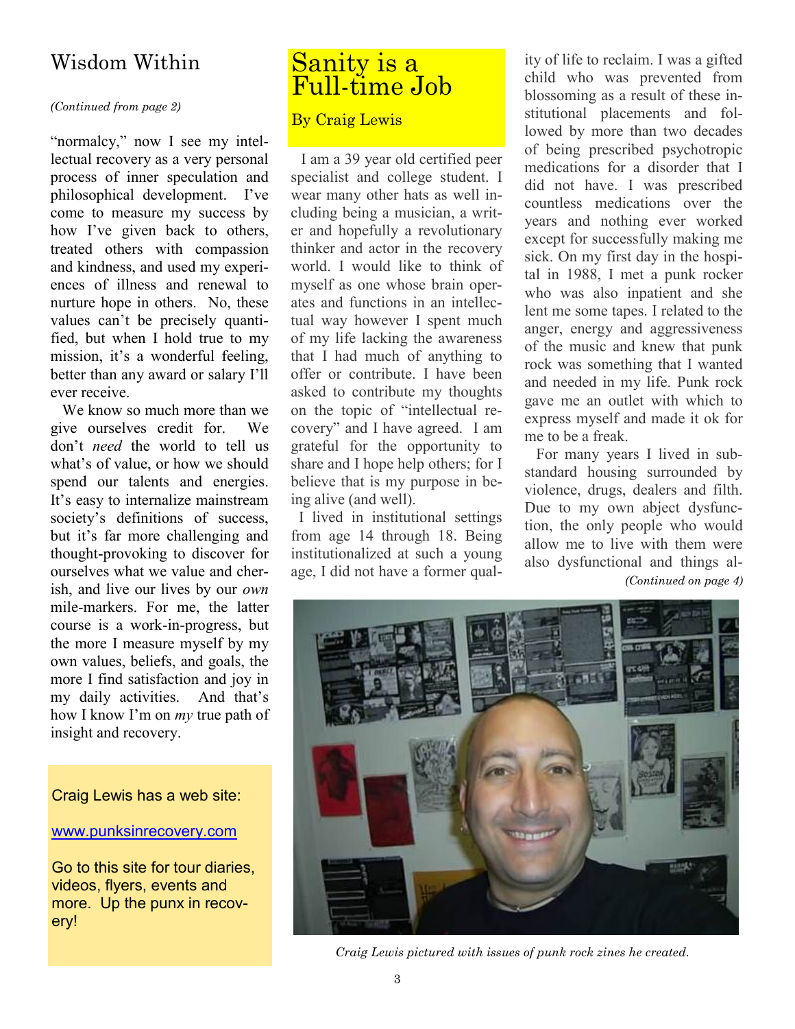## Wisdom Within

*(Continued from page 2)*

"normalcy," now I see my intellectual recovery as a very personal process of inner speculation and philosophical development. I've come to measure my success by how I've given back to others, treated others with compassion and kindness, and used my experiences of illness and renewal to nurture hope in others. No, these values can't be precisely quantified, but when I hold true to my mission, it's a wonderful feeling, better than any award or salary I'll ever receive.

We know so much more than we give ourselves credit for. We don't *need* the world to tell us what's of value, or how we should spend our talents and energies. It's easy to internalize mainstream society's definitions of success, but it's far more challenging and thought-provoking to discover for ourselves what we value and cherish, and live our lives by our *own* mile-markers. For me, the latter course is a work-in-progress, but the more I measure myself by my own values, beliefs, and goals, the more I find satisfaction and joy in my daily activities. And that's how I know I'm on *my* true path of insight and recovery.

Craig Lewis has a web site:

www.punksinrecovery.com

Go to this site for tour diaries, videos, flyers, events and more. Up the punx in recovery!

## Sanity is a Full-time Job

By Craig Lewis

I am a 39 year old certified peer specialist and college student. I wear many other hats as well including being a musician, a writer and hopefully a revolutionary thinker and actor in the recovery world. I would like to think of myself as one whose brain operates and functions in an intellectual way however I spent much of my life lacking the awareness that I had much of anything to offer or contribute. I have been asked to contribute my thoughts on the topic of "intellectual recovery" and I have agreed. I am grateful for the opportunity to share and I hope help others; for I believe that is my purpose in being alive (and well).

I lived in institutional settings from age 14 through 18. Being institutionalized at such a young age, I did not have a former quality of life to reclaim. I was a gifted child who was prevented from blossoming as a result of these institutional placements and followed by more than two decades of being prescribed psychotropic medications for a disorder that I did not have. I was prescribed countless medications over the years and nothing ever worked except for successfully making me sick. On my first day in the hospital in 1988, I met a punk rocker who was also inpatient and she lent me some tapes. I related to the anger, energy and aggressiveness of the music and knew that punk rock was something that I wanted and needed in my life. Punk rock gave me an outlet with which to express myself and made it ok for me to be a freak.

For many years I lived in substandard housing surrounded by violence, drugs, dealers and filth. Due to my own abject dysfunction, the only people who would allow me to live with them were also dysfunctional and things al-

*(Continued on page 4)*

*Craig Lewis pictured with issues of punk rock zines he created.*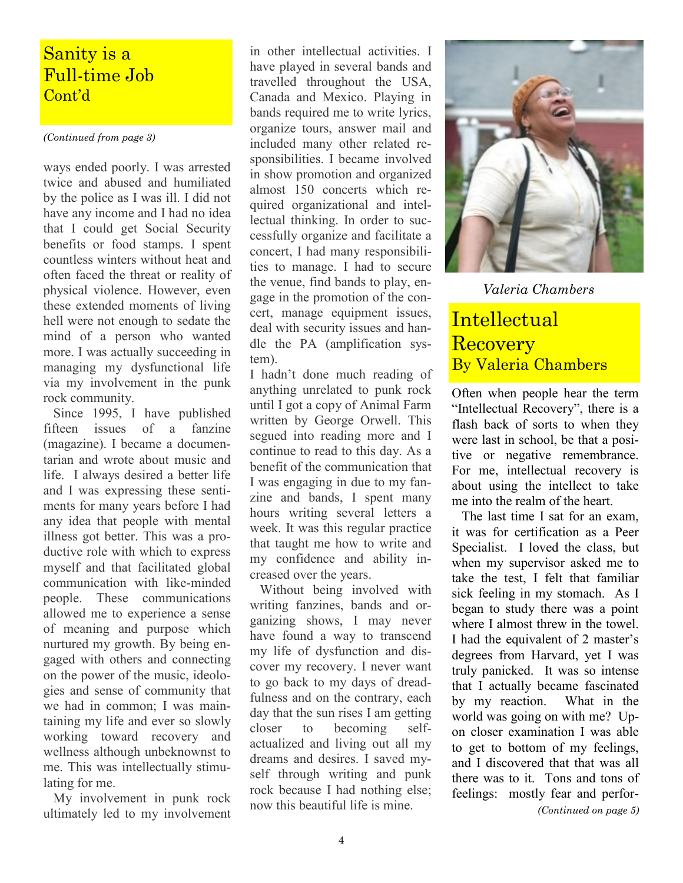## Sanity is a Full-time Job Cont'd

*(Continued from page 3)*

ways ended poorly. I was arrested twice and abused and humiliated by the police as I was ill. I did not have any income and I had no idea that I could get Social Security benefits or food stamps. I spent countless winters without heat and often faced the threat or reality of physical violence. However, even these extended moments of living hell were not enough to sedate the mind of a person who wanted more. I was actually succeeding in managing my dysfunctional life via my involvement in the punk rock community.

Since 1995, I have published fifteen issues of a fanzine (magazine). I became a documentarian and wrote about music and life. I always desired a better life and I was expressing these sentiments for many years before I had any idea that people with mental illness got better. This was a productive role with which to express myself and that facilitated global communication with like-minded people. These communications allowed me to experience a sense of meaning and purpose which nurtured my growth. By being engaged with others and connecting on the power of the music, ideologies and sense of community that we had in common; I was maintaining my life and ever so slowly working toward recovery and wellness although unbeknownst to me. This was intellectually stimulating for me.

My involvement in punk rock ultimately led to my involvement in other intellectual activities. I have played in several bands and travelled throughout the USA, Canada and Mexico. Playing in bands required me to write lyrics, organize tours, answer mail and included many other related responsibilities. I became involved in show promotion and organized almost 150 concerts which required organizational and intellectual thinking. In order to successfully organize and facilitate a concert, I had many responsibilities to manage. I had to secure the venue, find bands to play, engage in the promotion of the concert, manage equipment issues, deal with security issues and handle the PA (amplification system).

I hadn't done much reading of anything unrelated to punk rock until I got a copy of Animal Farm written by George Orwell. This segued into reading more and I continue to read to this day. As a benefit of the communication that I was engaging in due to my fanzine and bands, I spent many hours writing several letters a week. It was this regular practice that taught me how to write and my confidence and ability increased over the years.

Without being involved with writing fanzines, bands and organizing shows, I may never have found a way to transcend my life of dysfunction and discover my recovery. I never want to go back to my days of dreadfulness and on the contrary, each day that the sun rises I am getting closer to becoming self-actualized and living out all my dreams and desires. I saved myself through writing and punk rock because I had nothing else; now this beautiful life is mine.

*Valeria Chambers*

## Intellectual Recovery
### By Valeria Chambers

Often when people hear the term "Intellectual Recovery", there is a flash back of sorts to when they were last in school, be that a positive or negative remembrance. For me, intellectual recovery is about using the intellect to take me into the realm of the heart.

The last time I sat for an exam, it was for certification as a Peer Specialist. I loved the class, but when my supervisor asked me to take the test, I felt that familiar sick feeling in my stomach. As I began to study there was a point where I almost threw in the towel. I had the equivalent of 2 master's degrees from Harvard, yet I was truly panicked. It was so intense that I actually became fascinated by my reaction. What in the world was going on with me? Upon closer examination I was able to get to bottom of my feelings, and I discovered that that was all there was to it. Tons and tons of feelings: mostly fear and perfor-

*(Continued on page 5)*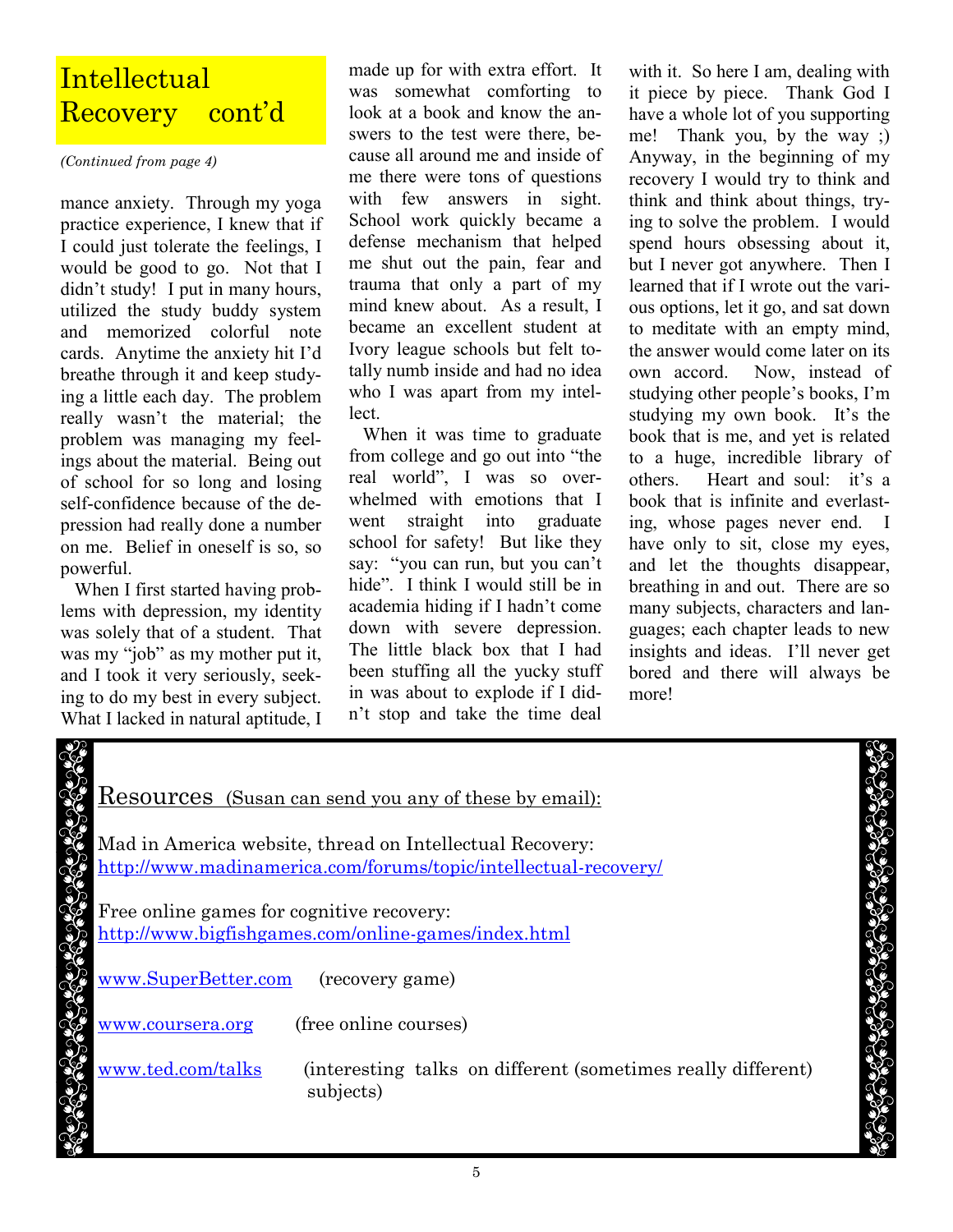## Intellectual Recovery cont'd

*(Continued from page 4)*

mance anxiety. Through my yoga practice experience, I knew that if I could just tolerate the feelings, I would be good to go. Not that I didn't study! I put in many hours, utilized the study buddy system and memorized colorful note cards. Anytime the anxiety hit I'd breathe through it and keep studying a little each day. The problem really wasn't the material; the problem was managing my feelings about the material. Being out of school for so long and losing self-confidence because of the depression had really done a number on me. Belief in oneself is so, so powerful.

When I first started having problems with depression, my identity was solely that of a student. That was my "job" as my mother put it, and I took it very seriously, seeking to do my best in every subject. What I lacked in natural aptitude, I made up for with extra effort. It was somewhat comforting to look at a book and know the answers to the test were there, because all around me and inside of me there were tons of questions with few answers in sight. School work quickly became a defense mechanism that helped me shut out the pain, fear and trauma that only a part of my mind knew about. As a result, I became an excellent student at Ivory league schools but felt totally numb inside and had no idea who I was apart from my intellect.

When it was time to graduate from college and go out into "the real world", I was so overwhelmed with emotions that I went straight into graduate school for safety! But like they say: "you can run, but you can't hide". I think I would still be in academia hiding if I hadn't come down with severe depression. The little black box that I had been stuffing all the yucky stuff in was about to explode if I didn't stop and take the time deal with it. So here I am, dealing with it piece by piece. Thank God I have a whole lot of you supporting me! Thank you, by the way ;) Anyway, in the beginning of my recovery I would try to think and think and think about things, trying to solve the problem. I would spend hours obsessing about it, but I never got anywhere. Then I learned that if I wrote out the various options, let it go, and sat down to meditate with an empty mind, the answer would come later on its own accord. Now, instead of studying other people's books, I'm studying my own book. It's the book that is me, and yet is related to a huge, incredible library of others. Heart and soul: it's a book that is infinite and everlasting, whose pages never end. I have only to sit, close my eyes, and let the thoughts disappear, breathing in and out. There are so many subjects, characters and languages; each chapter leads to new insights and ideas. I'll never get bored and there will always be more!

---

### Resources (Susan can send you any of these by email):

Mad in America website, thread on Intellectual Recovery:
http://www.madinamerica.com/forums/topic/intellectual-recovery/

Free online games for cognitive recovery:
http://www.bigfishgames.com/online-games/index.html

www.SuperBetter.com (recovery game)

www.coursera.org (free online courses)

www.ted.com/talks (interesting talks on different (sometimes really different) subjects)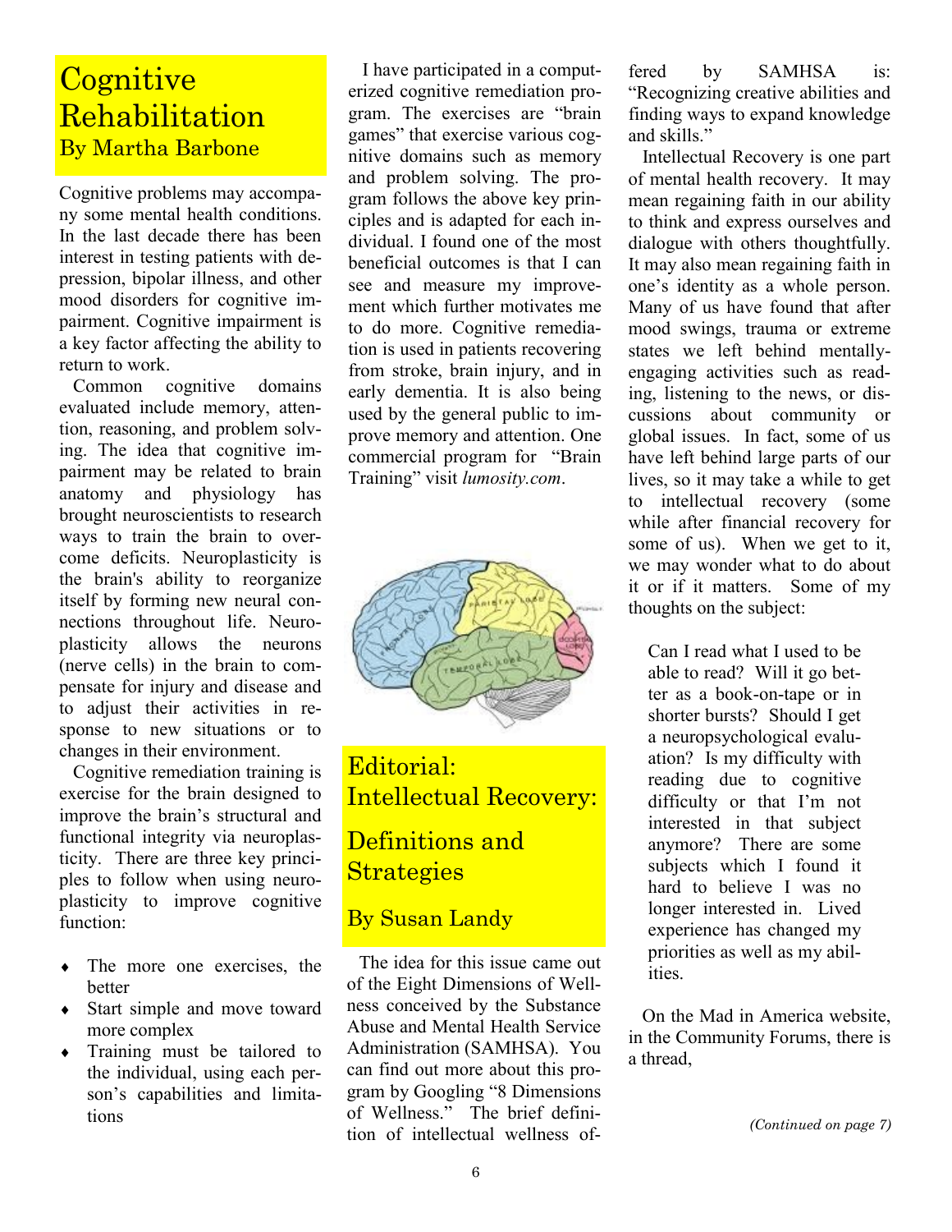# Cognitive Rehabilitation

## By Martha Barbone

Cognitive problems may accompany some mental health conditions. In the last decade there has been interest in testing patients with depression, bipolar illness, and other mood disorders for cognitive impairment. Cognitive impairment is a key factor affecting the ability to return to work.

Common cognitive domains evaluated include memory, attention, reasoning, and problem solving. The idea that cognitive impairment may be related to brain anatomy and physiology has brought neuroscientists to research ways to train the brain to overcome deficits. Neuroplasticity is the brain's ability to reorganize itself by forming new neural connections throughout life. Neuroplasticity allows the neurons (nerve cells) in the brain to compensate for injury and disease and to adjust their activities in response to new situations or to changes in their environment.

Cognitive remediation training is exercise for the brain designed to improve the brain's structural and functional integrity via neuroplasticity. There are three key principles to follow when using neuroplasticity to improve cognitive function:

- The more one exercises, the better
- Start simple and move toward more complex
- Training must be tailored to the individual, using each person's capabilities and limitations

I have participated in a computerized cognitive remediation program. The exercises are "brain games" that exercise various cognitive domains such as memory and problem solving. The program follows the above key principles and is adapted for each individual. I found one of the most beneficial outcomes is that I can see and measure my improvement which further motivates me to do more. Cognitive remediation is used in patients recovering from stroke, brain injury, and in early dementia. It is also being used by the general public to improve memory and attention. One commercial program for "Brain Training" visit *lumosity.com*.

# Editorial: Intellectual Recovery: Definitions and Strategies

## By Susan Landy

The idea for this issue came out of the Eight Dimensions of Wellness conceived by the Substance Abuse and Mental Health Service Administration (SAMHSA). You can find out more about this program by Googling "8 Dimensions of Wellness." The brief definition of intellectual wellness offered by SAMHSA is: "Recognizing creative abilities and finding ways to expand knowledge and skills."

Intellectual Recovery is one part of mental health recovery. It may mean regaining faith in our ability to think and express ourselves and dialogue with others thoughtfully. It may also mean regaining faith in one's identity as a whole person. Many of us have found that after mood swings, trauma or extreme states we left behind mentally-engaging activities such as reading, listening to the news, or discussions about community or global issues. In fact, some of us have left behind large parts of our lives, so it may take a while to get to intellectual recovery (some while after financial recovery for some of us). When we get to it, we may wonder what to do about it or if it matters. Some of my thoughts on the subject:

> Can I read what I used to be able to read? Will it go better as a book-on-tape or in shorter bursts? Should I get a neuropsychological evaluation? Is my difficulty with reading due to cognitive difficulty or that I'm not interested in that subject anymore? There are some subjects which I found it hard to believe I was no longer interested in. Lived experience has changed my priorities as well as my abilities.

On the Mad in America website, in the Community Forums, there is a thread,

*(Continued on page 7)*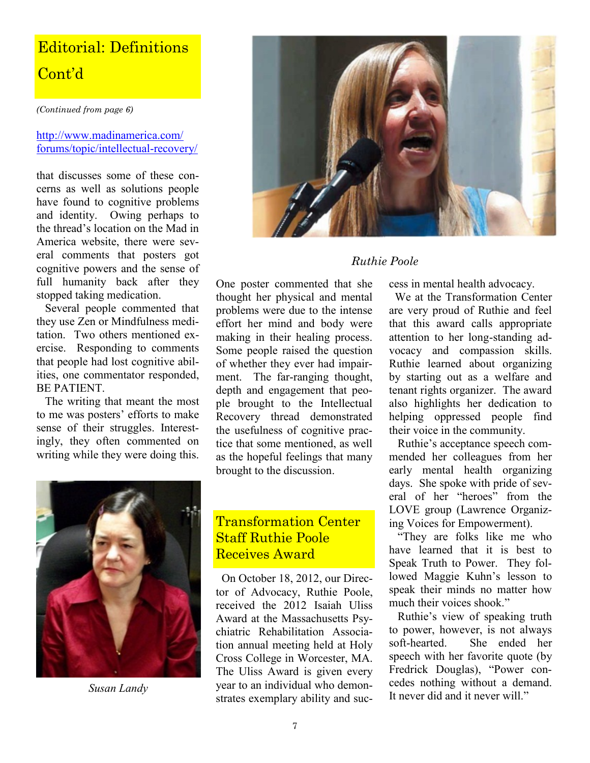## Editorial: Definitions Cont'd

*(Continued from page 6)*

http://www.madinamerica.com/forums/topic/intellectual-recovery/

that discusses some of these concerns as well as solutions people have found to cognitive problems and identity. Owing perhaps to the thread's location on the Mad in America website, there were several comments that posters got cognitive powers and the sense of full humanity back after they stopped taking medication.

Several people commented that they use Zen or Mindfulness meditation. Two others mentioned exercise. Responding to comments that people had lost cognitive abilities, one commentator responded, BE PATIENT.

The writing that meant the most to me was posters' efforts to make sense of their struggles. Interestingly, they often commented on writing while they were doing this.

*Susan Landy*

One poster commented that she thought her physical and mental problems were due to the intense effort her mind and body were making in their healing process. Some people raised the question of whether they ever had impairment. The far-ranging thought, depth and engagement that people brought to the Intellectual Recovery thread demonstrated the usefulness of cognitive practice that some mentioned, as well as the hopeful feelings that many brought to the discussion.

*Ruthie Poole*

## Transformation Center Staff Ruthie Poole Receives Award

On October 18, 2012, our Director of Advocacy, Ruthie Poole, received the 2012 Isaiah Uliss Award at the Massachusetts Psychiatric Rehabilitation Association annual meeting held at Holy Cross College in Worcester, MA. The Uliss Award is given every year to an individual who demonstrates exemplary ability and success in mental health advocacy.

We at the Transformation Center are very proud of Ruthie and feel that this award calls appropriate attention to her long-standing advocacy and compassion skills. Ruthie learned about organizing by starting out as a welfare and tenant rights organizer. The award also highlights her dedication to helping oppressed people find their voice in the community.

Ruthie's acceptance speech commended her colleagues from her early mental health organizing days. She spoke with pride of several of her "heroes" from the LOVE group (Lawrence Organizing Voices for Empowerment).

"They are folks like me who have learned that it is best to Speak Truth to Power. They followed Maggie Kuhn's lesson to speak their minds no matter how much their voices shook."

Ruthie's view of speaking truth to power, however, is not always soft-hearted. She ended her speech with her favorite quote (by Fredrick Douglas), "Power concedes nothing without a demand. It never did and it never will."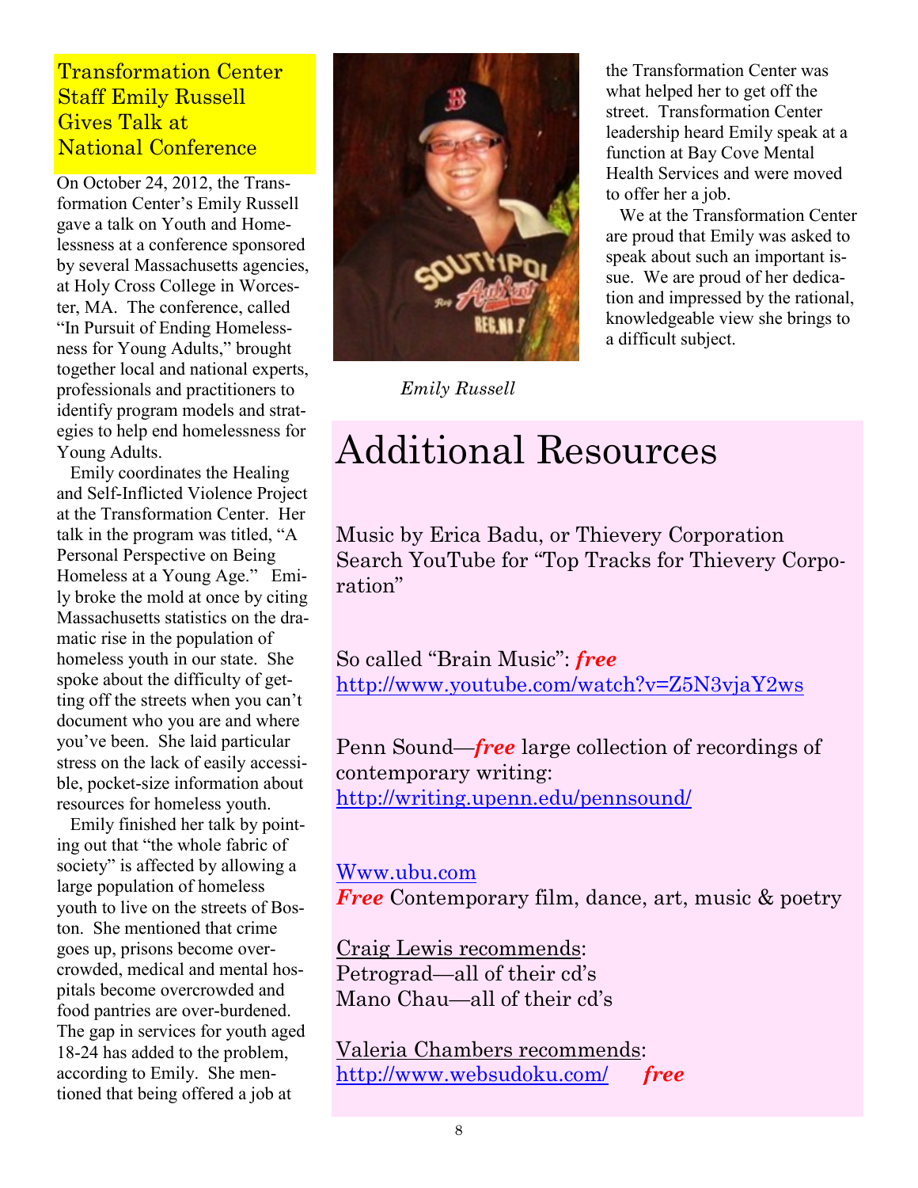## Transformation Center Staff Emily Russell Gives Talk at National Conference

On October 24, 2012, the Transformation Center's Emily Russell gave a talk on Youth and Homelessness at a conference sponsored by several Massachusetts agencies, at Holy Cross College in Worcester, MA. The conference, called "In Pursuit of Ending Homelessness for Young Adults," brought together local and national experts, professionals and practitioners to identify program models and strategies to help end homelessness for Young Adults.

Emily coordinates the Healing and Self-Inflicted Violence Project at the Transformation Center. Her talk in the program was titled, "A Personal Perspective on Being Homeless at a Young Age." Emily broke the mold at once by citing Massachusetts statistics on the dramatic rise in the population of homeless youth in our state. She spoke about the difficulty of getting off the streets when you can't document who you are and where you've been. She laid particular stress on the lack of easily accessible, pocket-size information about resources for homeless youth.

Emily finished her talk by pointing out that "the whole fabric of society" is affected by allowing a large population of homeless youth to live on the streets of Boston. She mentioned that crime goes up, prisons become overcrowded, medical and mental hospitals become overcrowded and food pantries are over-burdened. The gap in services for youth aged 18-24 has added to the problem, according to Emily. She mentioned that being offered a job at the Transformation Center was what helped her to get off the street. Transformation Center leadership heard Emily speak at a function at Bay Cove Mental Health Services and were moved to offer her a job.

We at the Transformation Center are proud that Emily was asked to speak about such an important issue. We are proud of her dedication and impressed by the rational, knowledgeable view she brings to a difficult subject.

*Emily Russell*

# Additional Resources

Music by Erica Badu, or Thievery Corporation
Search YouTube for "Top Tracks for Thievery Corporation"

So called "Brain Music": ***free***
http://www.youtube.com/watch?v=Z5N3vjaY2ws

Penn Sound—***free*** large collection of recordings of contemporary writing:
http://writing.upenn.edu/pennsound/

Www.ubu.com
***Free*** Contemporary film, dance, art, music & poetry

Craig Lewis recommends:
Petrograd—all of their cd's
Mano Chau—all of their cd's

Valeria Chambers recommends:
http://www.websudoku.com/ ***free***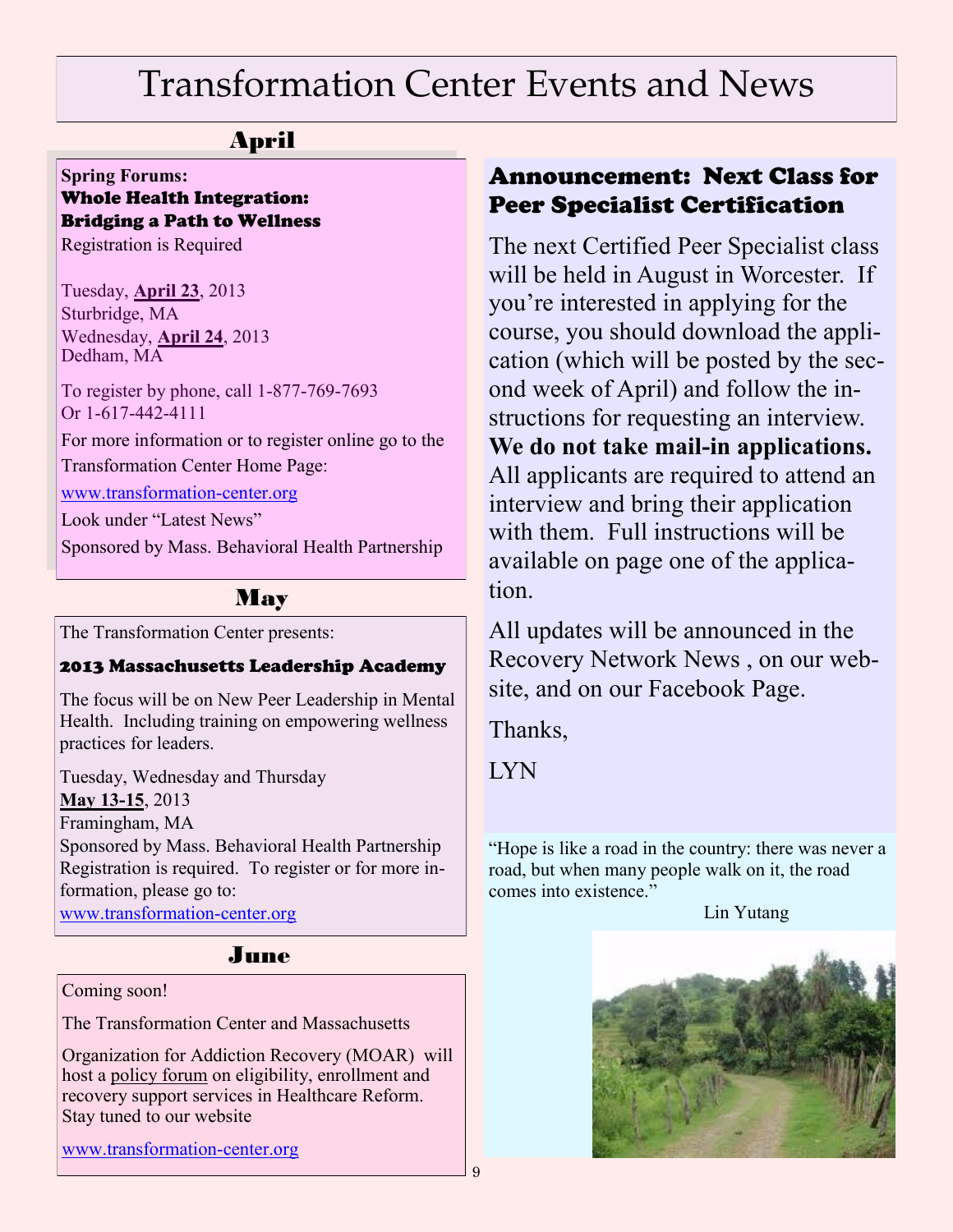# Transformation Center Events and News

## April

**Spring Forums:**
**Whole Health Integration: Bridging a Path to Wellness**
Registration is Required

Tuesday, **April 23**, 2013
Sturbridge, MA
Wednesday, **April 24**, 2013
Dedham, MA

To register by phone, call 1-877-769-7693
Or 1-617-442-4111

For more information or to register online go to the Transformation Center Home Page:

www.transformation-center.org

Look under "Latest News"

Sponsored by Mass. Behavioral Health Partnership

## May

The Transformation Center presents:

**2013 Massachusetts Leadership Academy**

The focus will be on New Peer Leadership in Mental Health. Including training on empowering wellness practices for leaders.

Tuesday, Wednesday and Thursday
**May 13-15**, 2013
Framingham, MA
Sponsored by Mass. Behavioral Health Partnership
Registration is required. To register or for more information, please go to:
www.transformation-center.org

## June

Coming soon!

The Transformation Center and Massachusetts

Organization for Addiction Recovery (MOAR) will host a policy forum on eligibility, enrollment and recovery support services in Healthcare Reform. Stay tuned to our website

www.transformation-center.org

## Announcement: Next Class for Peer Specialist Certification

The next Certified Peer Specialist class will be held in August in Worcester. If you're interested in applying for the course, you should download the application (which will be posted by the second week of April) and follow the instructions for requesting an interview. **We do not take mail-in applications.** All applicants are required to attend an interview and bring their application with them. Full instructions will be available on page one of the application.

All updates will be announced in the Recovery Network News , on our website, and on our Facebook Page.

Thanks,

LYN

"Hope is like a road in the country: there was never a road, but when many people walk on it, the road comes into existence."

Lin Yutang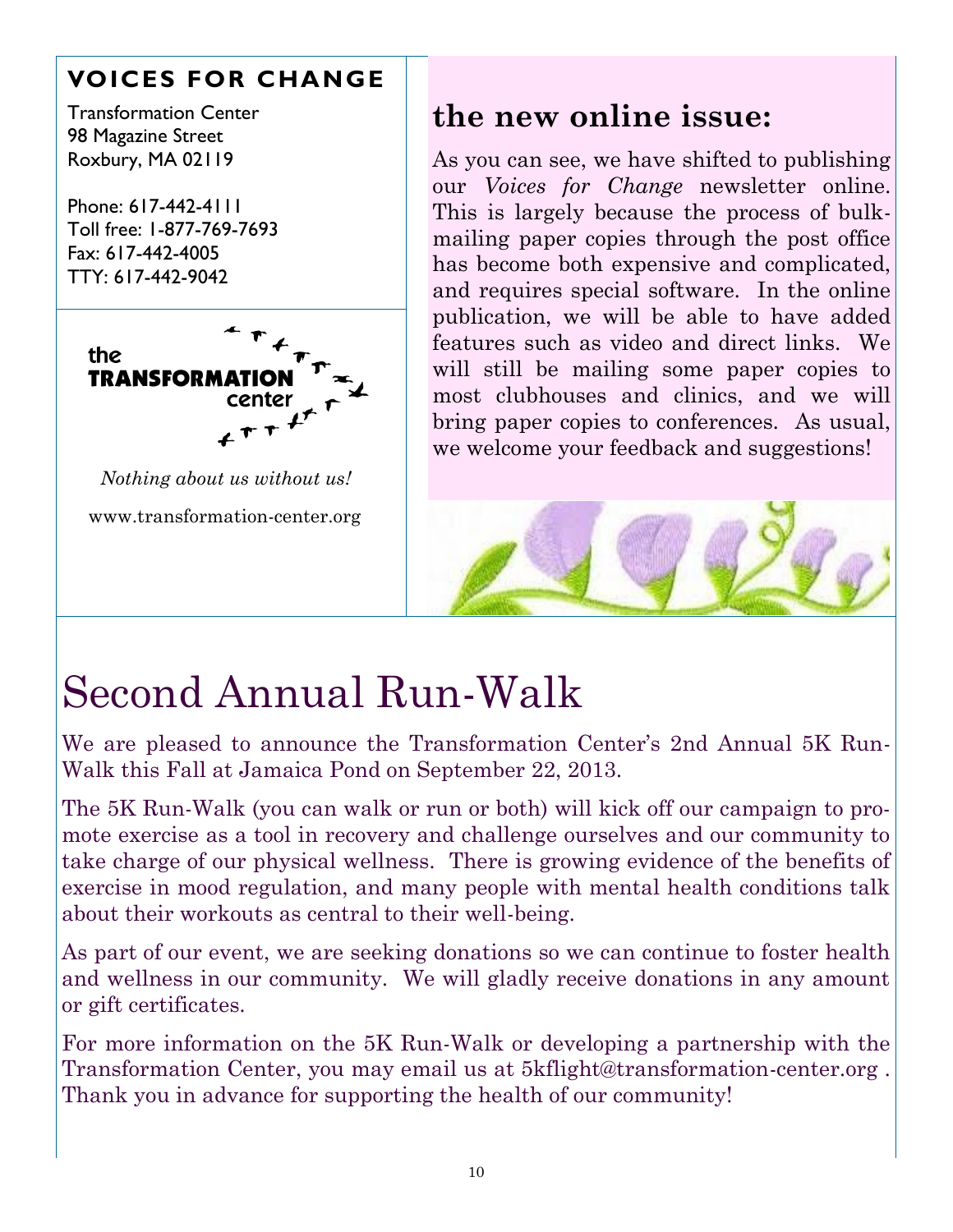## VOICES FOR CHANGE

Transformation Center
98 Magazine Street
Roxbury, MA 02119

Phone: 617-442-4111
Toll free: 1-877-769-7693
Fax: 617-442-4005
TTY: 617-442-9042

the TRANSFORMATION center

*Nothing about us without us!*

www.transformation-center.org

## the new online issue:

As you can see, we have shifted to publishing our *Voices for Change* newsletter online. This is largely because the process of bulk-mailing paper copies through the post office has become both expensive and complicated, and requires special software. In the online publication, we will be able to have added features such as video and direct links. We will still be mailing some paper copies to most clubhouses and clinics, and we will bring paper copies to conferences. As usual, we welcome your feedback and suggestions!

# Second Annual Run-Walk

We are pleased to announce the Transformation Center's 2nd Annual 5K Run-Walk this Fall at Jamaica Pond on September 22, 2013.

The 5K Run-Walk (you can walk or run or both) will kick off our campaign to promote exercise as a tool in recovery and challenge ourselves and our community to take charge of our physical wellness. There is growing evidence of the benefits of exercise in mood regulation, and many people with mental health conditions talk about their workouts as central to their well-being.

As part of our event, we are seeking donations so we can continue to foster health and wellness in our community. We will gladly receive donations in any amount or gift certificates.

For more information on the 5K Run-Walk or developing a partnership with the Transformation Center, you may email us at 5kflight@transformation-center.org . Thank you in advance for supporting the health of our community!